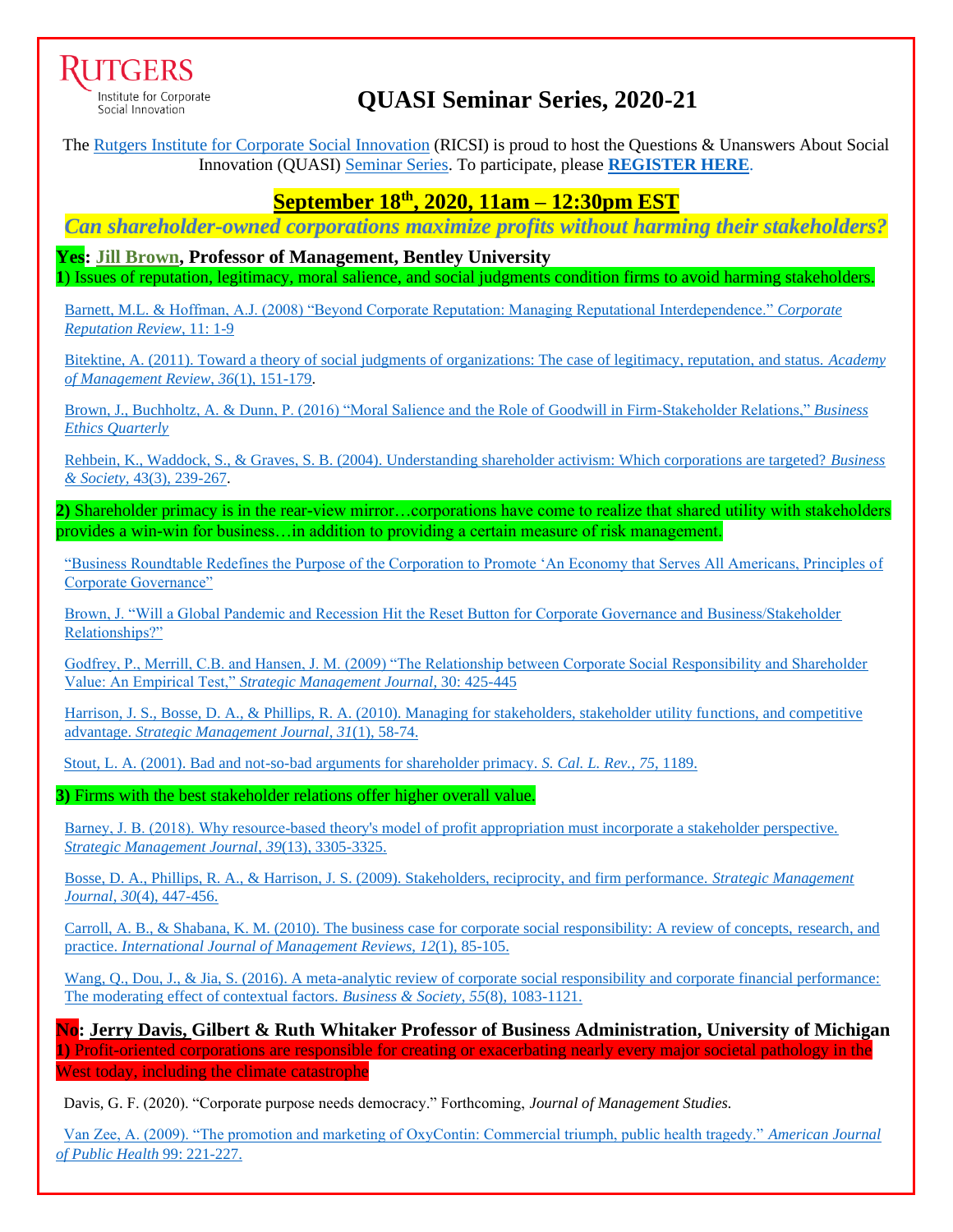RUTGERS
Institute for Corporate Social Innovation

# QUASI Seminar Series, 2020-21

The Rutgers Institute for Corporate Social Innovation (RICSI) is proud to host the Questions & Unanswers About Social Innovation (QUASI) Seminar Series. To participate, please **REGISTER HERE**.

## September 18th, 2020, 11am – 12:30pm EST

## *Can shareholder-owned corporations maximize profits without harming their stakeholders?*

**Yes: Jill Brown, Professor of Management, Bentley University**

**1**) Issues of reputation, legitimacy, moral salience, and social judgments condition firms to avoid harming stakeholders.

Barnett, M.L. & Hoffman, A.J. (2008) "Beyond Corporate Reputation: Managing Reputational Interdependence." *Corporate Reputation Review*, 11: 1-9

Bitektine, A. (2011). Toward a theory of social judgments of organizations: The case of legitimacy, reputation, and status. *Academy of Management Review*, *36*(1), 151-179.

Brown, J., Buchholtz, A. & Dunn, P. (2016) "Moral Salience and the Role of Goodwill in Firm-Stakeholder Relations," *Business Ethics Quarterly*

Rehbein, K., Waddock, S., & Graves, S. B. (2004). Understanding shareholder activism: Which corporations are targeted? *Business & Society*, 43(3), 239-267.

**2)** Shareholder primacy is in the rear-view mirror…corporations have come to realize that shared utility with stakeholders provides a win-win for business…in addition to providing a certain measure of risk management.

"Business Roundtable Redefines the Purpose of the Corporation to Promote 'An Economy that Serves All Americans, Principles of Corporate Governance"

Brown, J. "Will a Global Pandemic and Recession Hit the Reset Button for Corporate Governance and Business/Stakeholder Relationships?"

Godfrey, P., Merrill, C.B. and Hansen, J. M. (2009) "The Relationship between Corporate Social Responsibility and Shareholder Value: An Empirical Test," *Strategic Management Journal*, 30: 425-445

Harrison, J. S., Bosse, D. A., & Phillips, R. A. (2010). Managing for stakeholders, stakeholder utility functions, and competitive advantage. *Strategic Management Journal*, *31*(1), 58-74.

Stout, L. A. (2001). Bad and not-so-bad arguments for shareholder primacy. *S. Cal. L. Rev.*, *75*, 1189.

**3)** Firms with the best stakeholder relations offer higher overall value.

Barney, J. B. (2018). Why resource‐based theory's model of profit appropriation must incorporate a stakeholder perspective. *Strategic Management Journal*, *39*(13), 3305-3325.

Bosse, D. A., Phillips, R. A., & Harrison, J. S. (2009). Stakeholders, reciprocity, and firm performance. *Strategic Management Journal*, *30*(4), 447-456.

Carroll, A. B., & Shabana, K. M. (2010). The business case for corporate social responsibility: A review of concepts, research, and practice. *International Journal of Management Reviews*, *12*(1), 85-105.

Wang, Q., Dou, J., & Jia, S. (2016). A meta-analytic review of corporate social responsibility and corporate financial performance: The moderating effect of contextual factors. *Business & Society*, *55*(8), 1083-1121.

**No: Jerry Davis, Gilbert & Ruth Whitaker Professor of Business Administration, University of Michigan**

**1)** Profit-oriented corporations are responsible for creating or exacerbating nearly every major societal pathology in the West today, including the climate catastrophe

Davis, G. F. (2020). "Corporate purpose needs democracy." Forthcoming, *Journal of Management Studies.*

Van Zee, A. (2009). "The promotion and marketing of OxyContin: Commercial triumph, public health tragedy." *American Journal of Public Health* 99: 221-227.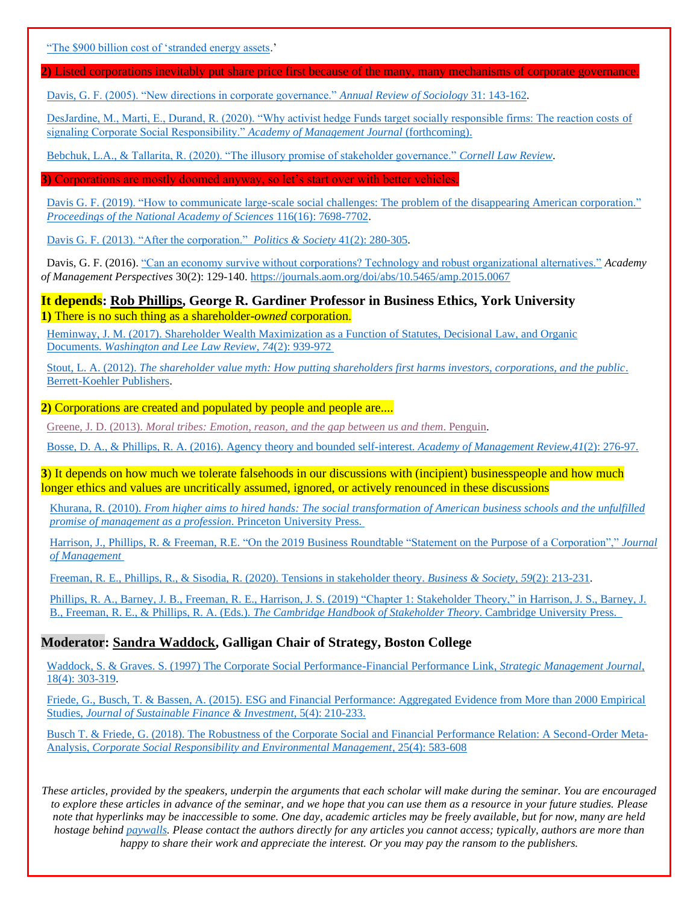"The $900 billion cost of 'stranded energy assets.'

**2)** Listed corporations inevitably put share price first because of the many, many mechanisms of corporate governance.

Davis, G. F. (2005). "New directions in corporate governance." *Annual Review of Sociology* 31: 143-162.

DesJardine, M., Marti, E., Durand, R. (2020). "Why activist hedge Funds target socially responsible firms: The reaction costs of signaling Corporate Social Responsibility." *Academy of Management Journal* (forthcoming).

Bebchuk, L.A., & Tallarita, R. (2020). "The illusory promise of stakeholder governance." *Cornell Law Review*.

**3)** Corporations are mostly doomed anyway, so let's start over with better vehicles.

Davis G. F. (2019). "How to communicate large-scale social challenges: The problem of the disappearing American corporation." *Proceedings of the National Academy of Sciences* 116(16): 7698-7702.

Davis G. F. (2013). "After the corporation." *Politics & Society* 41(2): 280-305.

Davis, G. F. (2016). "Can an economy survive without corporations? Technology and robust organizational alternatives." *Academy of Management Perspectives* 30(2): 129-140. https://journals.aom.org/doi/abs/10.5465/amp.2015.0067

## It depends: Rob Phillips, George R. Gardiner Professor in Business Ethics, York University

**1)** There is no such thing as a shareholder-*owned* corporation.

Heminway, J. M. (2017). Shareholder Wealth Maximization as a Function of Statutes, Decisional Law, and Organic Documents. *Washington and Lee Law Review*, *74*(2): 939-972

Stout, L. A. (2012). *The shareholder value myth: How putting shareholders first harms investors, corporations, and the public*. Berrett-Koehler Publishers.

**2)** Corporations are created and populated by people and people are....

Greene, J. D. (2013). *Moral tribes: Emotion, reason, and the gap between us and them*. Penguin.

Bosse, D. A., & Phillips, R. A. (2016). Agency theory and bounded self-interest. *Academy of Management Review*, *41*(2): 276-97.

**3**) It depends on how much we tolerate falsehoods in our discussions with (incipient) businesspeople and how much longer ethics and values are uncritically assumed, ignored, or actively renounced in these discussions

Khurana, R. (2010). *From higher aims to hired hands: The social transformation of American business schools and the unfulfilled promise of management as a profession*. Princeton University Press.

Harrison, J., Phillips, R. & Freeman, R.E. "On the 2019 Business Roundtable "Statement on the Purpose of a Corporation"," *Journal of Management*

Freeman, R. E., Phillips, R., & Sisodia, R. (2020). Tensions in stakeholder theory. *Business & Society*, *59*(2): 213-231.

Phillips, R. A., Barney, J. B., Freeman, R. E., Harrison, J. S. (2019) "Chapter 1: Stakeholder Theory," in Harrison, J. S., Barney, J. B., Freeman, R. E., & Phillips, R. A. (Eds.). *The Cambridge Handbook of Stakeholder Theory*. Cambridge University Press.

## Moderator: Sandra Waddock, Galligan Chair of Strategy, Boston College

Waddock, S. & Graves. S. (1997) The Corporate Social Performance-Financial Performance Link, *Strategic Management Journal*, 18(4): 303-319.

Friede, G., Busch, T. & Bassen, A. (2015). ESG and Financial Performance: Aggregated Evidence from More than 2000 Empirical Studies, *Journal of Sustainable Finance & Investment*, 5(4): 210-233.

Busch T. & Friede, G. (2018). The Robustness of the Corporate Social and Financial Performance Relation: A Second-Order Meta-Analysis, *Corporate Social Responsibility and Environmental Management*, 25(4): 583-608

*These articles, provided by the speakers, underpin the arguments that each scholar will make during the seminar. You are encouraged to explore these articles in advance of the seminar, and we hope that you can use them as a resource in your future studies. Please note that hyperlinks may be inaccessible to some. One day, academic articles may be freely available, but for now, many are held hostage behind paywalls. Please contact the authors directly for any articles you cannot access; typically, authors are more than happy to share their work and appreciate the interest. Or you may pay the ransom to the publishers.*